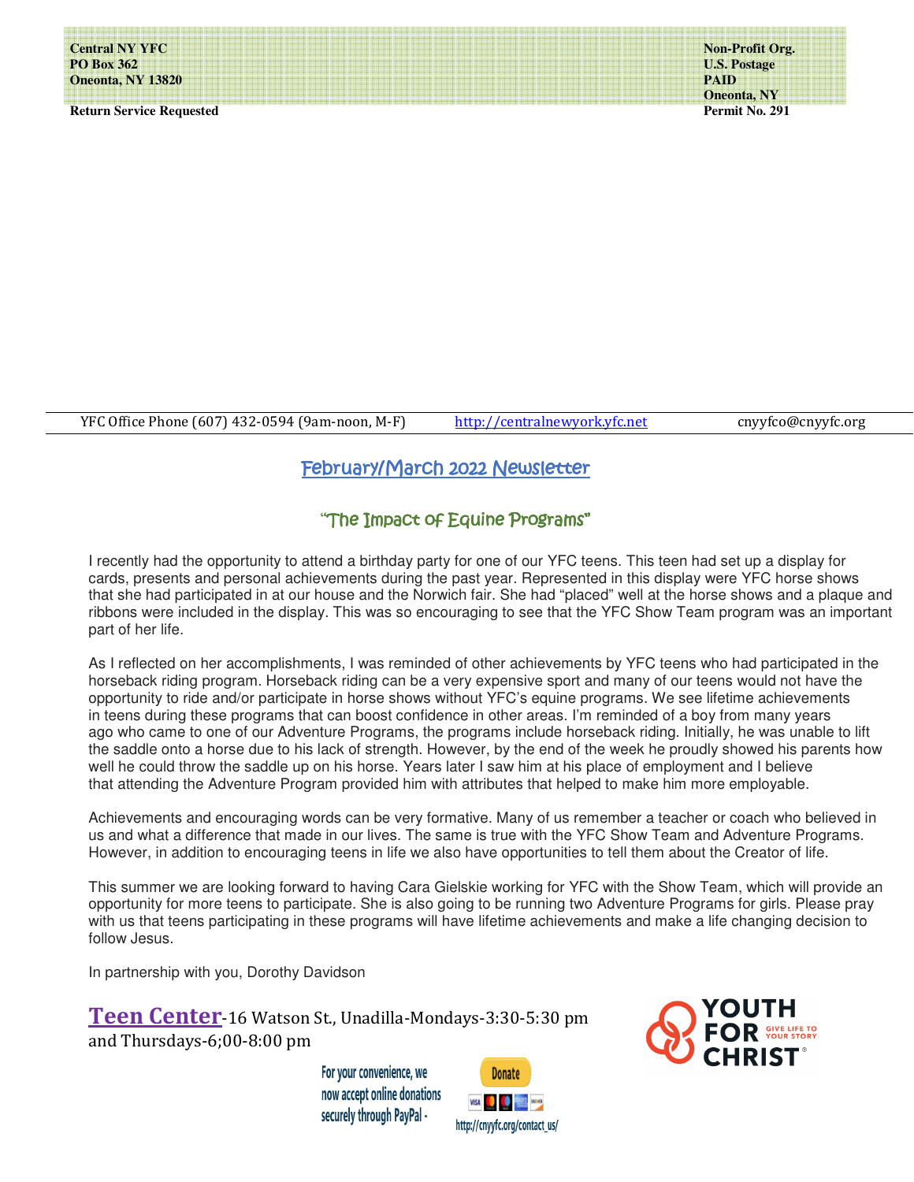**Central NY YFC**
**PO Box 362**
**Oneonta, NY 13820**

**Return Service Requested**

**Non-Profit Org.**
**U.S. Postage**
**PAID**
**Oneonta, NY**
**Permit No. 291**

YFC Office Phone (607) 432-0594 (9am-noon, M-F) | http://centralnewyork.yfc.net | cnyyfco@cnyyfc.org

# February/March 2022 Newsletter

## "The Impact of Equine Programs"

I recently had the opportunity to attend a birthday party for one of our YFC teens. This teen had set up a display for cards, presents and personal achievements during the past year. Represented in this display were YFC horse shows that she had participated in at our house and the Norwich fair. She had "placed" well at the horse shows and a plaque and ribbons were included in the display. This was so encouraging to see that the YFC Show Team program was an important part of her life.

As I reflected on her accomplishments, I was reminded of other achievements by YFC teens who had participated in the horseback riding program. Horseback riding can be a very expensive sport and many of our teens would not have the opportunity to ride and/or participate in horse shows without YFC's equine programs. We see lifetime achievements in teens during these programs that can boost confidence in other areas. I'm reminded of a boy from many years ago who came to one of our Adventure Programs, the programs include horseback riding. Initially, he was unable to lift the saddle onto a horse due to his lack of strength. However, by the end of the week he proudly showed his parents how well he could throw the saddle up on his horse. Years later I saw him at his place of employment and I believe that attending the Adventure Program provided him with attributes that helped to make him more employable.

Achievements and encouraging words can be very formative. Many of us remember a teacher or coach who believed in us and what a difference that made in our lives. The same is true with the YFC Show Team and Adventure Programs. However, in addition to encouraging teens in life we also have opportunities to tell them about the Creator of life.

This summer we are looking forward to having Cara Gielskie working for YFC with the Show Team, which will provide an opportunity for more teens to participate. She is also going to be running two Adventure Programs for girls. Please pray with us that teens participating in these programs will have lifetime achievements and make a life changing decision to follow Jesus.

In partnership with you, Dorothy Davidson

**Teen Center**-16 Watson St., Unadilla-Mondays-3:30-5:30 pm and Thursdays-6;00-8:00 pm

For your convenience, we now accept online donations securely through PayPal - Donate http://cnyyfc.org/contact_us/

YOUTH FOR CHRIST® GIVE LIFE TO YOUR STORY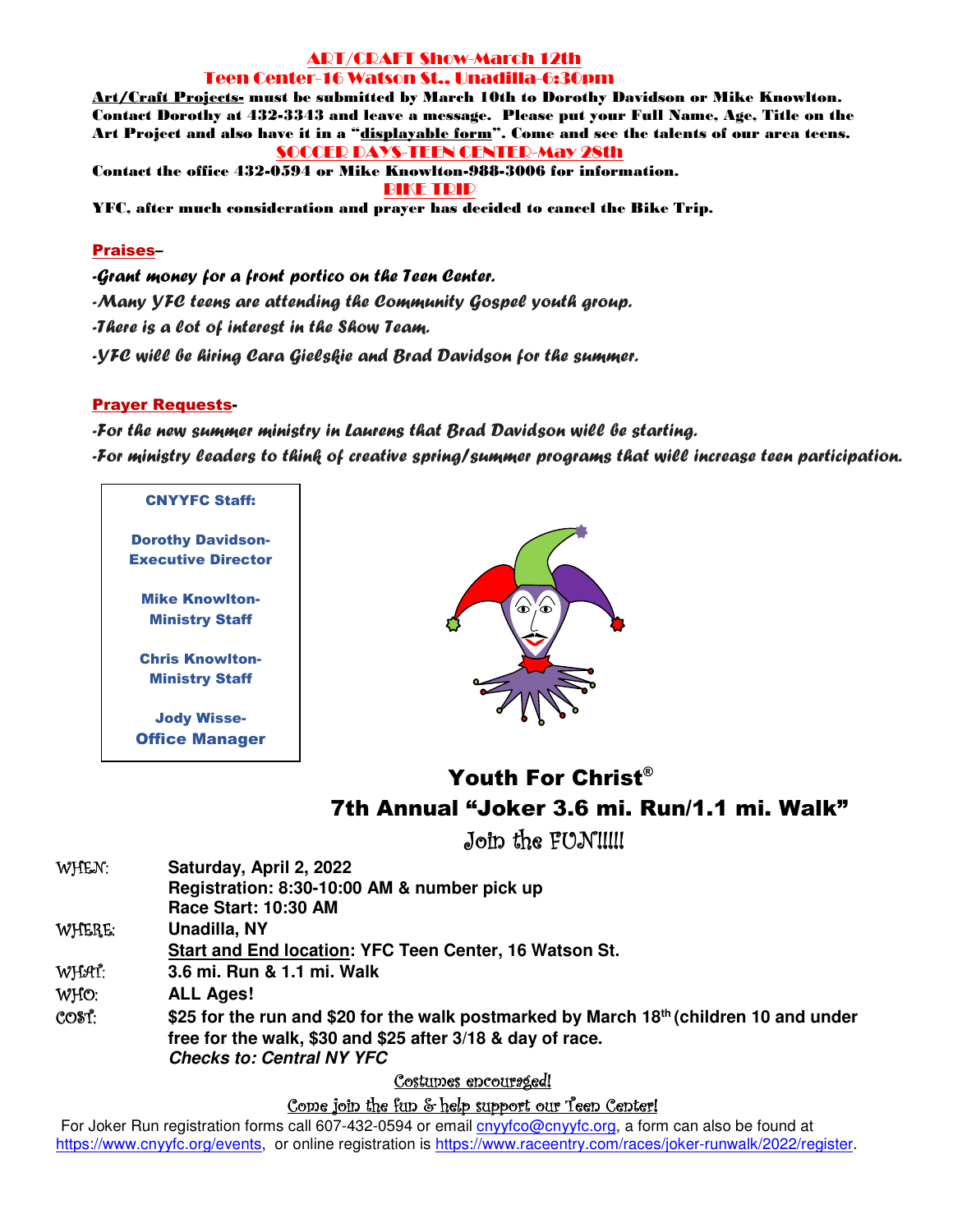## ART/CRAFT Show-March 12th

## Teen Center-16 Watson St., Unadilla-6:30pm

**Art/Craft Projects-** must be submitted by March 10th to Dorothy Davidson or Mike Knowlton. Contact Dorothy at 432-3343 and leave a message. Please put your Full Name, Age, Title on the Art Project and also have it in a "displayable form". Come and see the talents of our area teens.

## SOCCER DAYS-TEEN CENTER-May 28th

Contact the office 432-0594 or Mike Knowlton-988-3006 for information.

## BIKE TRIP

YFC, after much consideration and prayer has decided to cancel the Bike Trip.

**Praises**–

*-Grant money for a front portico on the Teen Center.*

*-Many YFC teens are attending the Community Gospel youth group.*

*-There is a lot of interest in the Show Team.*

*-YFC will be hiring Cara Gielskie and Brad Davidson for the summer.*

**Prayer Requests**-

*-For the new summer ministry in Laurens that Brad Davidson will be starting.*

*-For ministry leaders to think of creative spring/summer programs that will increase teen participation.*

**CNYYFC Staff:**

**Dorothy Davidson-Executive Director**

**Mike Knowlton-Ministry Staff**

**Chris Knowlton-Ministry Staff**

**Jody Wisse-Office Manager**

## Youth For Christ®

## 7th Annual "Joker 3.6 mi. Run/1.1 mi. Walk"

Join the FUN!!!!!

| | |
|---|---|
| WHEN: | **Saturday, April 2, 2022** |
| | **Registration: 8:30-10:00 AM & number pick up** |
| | **Race Start: 10:30 AM** |
| WHERE: | **Unadilla, NY** |
| | **Start and End location: YFC Teen Center, 16 Watson St.** |
| WHAT: | **3.6 mi. Run & 1.1 mi. Walk** |
| WHO: | **ALL Ages!** |
| COST: | **\$25 for the run and \$20 for the walk postmarked by March 18th (children 10 and under free for the walk, \$30 and \$25 after 3/18 & day of race.** |
| | ***Checks to: Central NY YFC*** |

Costumes encouraged!

Come join the fun & help support our Teen Center!

For Joker Run registration forms call 607-432-0594 or email cnyyfco@cnyyfc.org, a form can also be found at https://www.cnyyfc.org/events, or online registration is https://www.raceentry.com/races/joker-runwalk/2022/register.